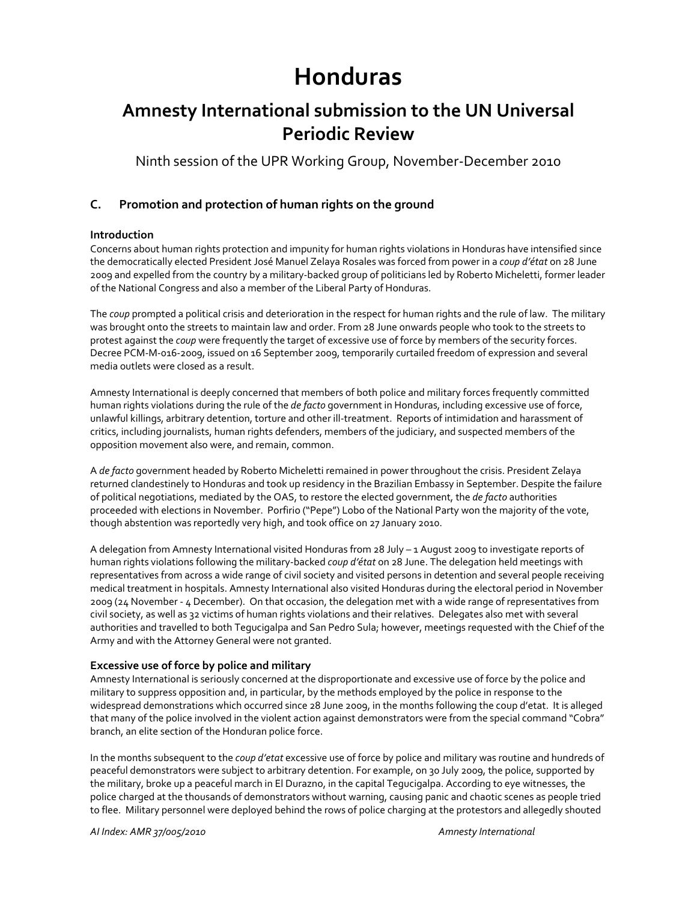# Honduras

## Amnesty International submission to the UN Universal Periodic Review

Ninth session of the UPR Working Group, November-December 2010

### C. Promotion and protection of human rights on the ground

#### Introduction

Concerns about human rights protection and impunity for human rights violations in Honduras have intensified since the democratically elected President José Manuel Zelaya Rosales was forced from power in a *coup d'état* on 28 June 2009 and expelled from the country by a military-backed group of politicians led by Roberto Micheletti, former leader of the National Congress and also a member of the Liberal Party of Honduras.

The *coup* prompted a political crisis and deterioration in the respect for human rights and the rule of law. The military was brought onto the streets to maintain law and order. From 28 June onwards people who took to the streets to protest against the *coup* were frequently the target of excessive use of force by members of the security forces. Decree PCM-M-016-2009, issued on 16 September 2009, temporarily curtailed freedom of expression and several media outlets were closed as a result.

Amnesty International is deeply concerned that members of both police and military forces frequently committed human rights violations during the rule of the *de facto* government in Honduras, including excessive use of force, unlawful killings, arbitrary detention, torture and other ill-treatment. Reports of intimidation and harassment of critics, including journalists, human rights defenders, members of the judiciary, and suspected members of the opposition movement also were, and remain, common.

A *de facto* government headed by Roberto Micheletti remained in power throughout the crisis. President Zelaya returned clandestinely to Honduras and took up residency in the Brazilian Embassy in September. Despite the failure of political negotiations, mediated by the OAS, to restore the elected government, the *de facto* authorities proceeded with elections in November. Porfirio ("Pepe") Lobo of the National Party won the majority of the vote, though abstention was reportedly very high, and took office on 27 January 2010.

A delegation from Amnesty International visited Honduras from 28 July – 1 August 2009 to investigate reports of human rights violations following the military-backed *coup d'état* on 28 June. The delegation held meetings with representatives from across a wide range of civil society and visited persons in detention and several people receiving medical treatment in hospitals. Amnesty International also visited Honduras during the electoral period in November 2009 (24 November - 4 December). On that occasion, the delegation met with a wide range of representatives from civil society, as well as 32 victims of human rights violations and their relatives. Delegates also met with several authorities and travelled to both Tegucigalpa and San Pedro Sula; however, meetings requested with the Chief of the Army and with the Attorney General were not granted.

#### Excessive use of force by police and military

Amnesty International is seriously concerned at the disproportionate and excessive use of force by the police and military to suppress opposition and, in particular, by the methods employed by the police in response to the widespread demonstrations which occurred since 28 June 2009, in the months following the coup d'etat. It is alleged that many of the police involved in the violent action against demonstrators were from the special command "Cobra" branch, an elite section of the Honduran police force.

In the months subsequent to the *coup d'etat* excessive use of force by police and military was routine and hundreds of peaceful demonstrators were subject to arbitrary detention. For example, on 30 July 2009, the police, supported by the military, broke up a peaceful march in El Durazno, in the capital Tegucigalpa. According to eye witnesses, the police charged at the thousands of demonstrators without warning, causing panic and chaotic scenes as people tried to flee. Military personnel were deployed behind the rows of police charging at the protestors and allegedly shouted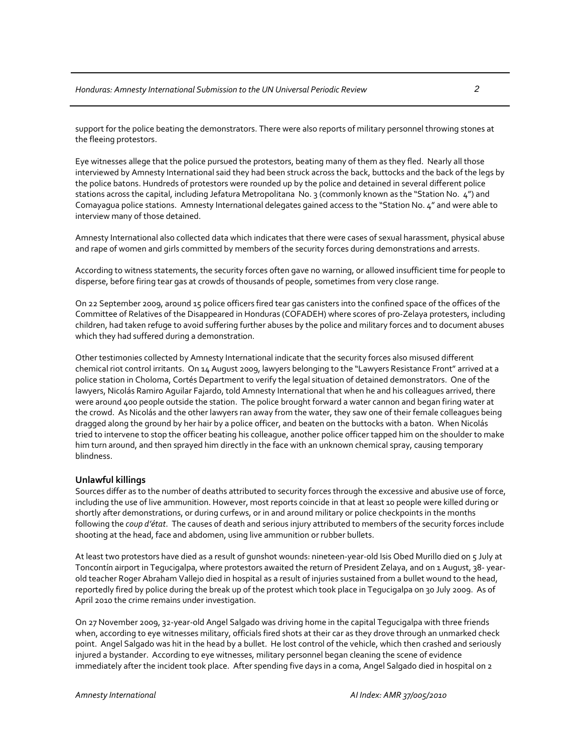support for the police beating the demonstrators. There were also reports of military personnel throwing stones at the fleeing protestors.

Eye witnesses allege that the police pursued the protestors, beating many of them as they fled. Nearly all those interviewed by Amnesty International said they had been struck across the back, buttocks and the back of the legs by the police batons. Hundreds of protestors were rounded up by the police and detained in several different police stations across the capital, including Jefatura Metropolitana No. 3 (commonly known as the "Station No. 4") and Comayagua police stations. Amnesty International delegates gained access to the "Station No. 4" and were able to interview many of those detained.

Amnesty International also collected data which indicates that there were cases of sexual harassment, physical abuse and rape of women and girls committed by members of the security forces during demonstrations and arrests.

According to witness statements, the security forces often gave no warning, or allowed insufficient time for people to disperse, before firing tear gas at crowds of thousands of people, sometimes from very close range.

On 22 September 2009, around 15 police officers fired tear gas canisters into the confined space of the offices of the Committee of Relatives of the Disappeared in Honduras (COFADEH) where scores of pro-Zelaya protesters, including children, had taken refuge to avoid suffering further abuses by the police and military forces and to document abuses which they had suffered during a demonstration.

Other testimonies collected by Amnesty International indicate that the security forces also misused different chemical riot control irritants. On 14 August 2009, lawyers belonging to the "Lawyers Resistance Front" arrived at a police station in Choloma, Cortés Department to verify the legal situation of detained demonstrators. One of the lawyers, Nicolás Ramiro Aguilar Fajardo, told Amnesty International that when he and his colleagues arrived, there were around 400 people outside the station. The police brought forward a water cannon and began firing water at the crowd. As Nicolás and the other lawyers ran away from the water, they saw one of their female colleagues being dragged along the ground by her hair by a police officer, and beaten on the buttocks with a baton. When Nicolás tried to intervene to stop the officer beating his colleague, another police officer tapped him on the shoulder to make him turn around, and then sprayed him directly in the face with an unknown chemical spray, causing temporary blindness.

**Unlawful killings**

Sources differ as to the number of deaths attributed to security forces through the excessive and abusive use of force, including the use of live ammunition. However, most reports coincide in that at least 10 people were killed during or shortly after demonstrations, or during curfews, or in and around military or police checkpoints in the months following the *coup d'état*. The causes of death and serious injury attributed to members of the security forces include shooting at the head, face and abdomen, using live ammunition or rubber bullets.

At least two protestors have died as a result of gunshot wounds: nineteen-year-old Isis Obed Murillo died on 5 July at Toncontín airport in Tegucigalpa, where protestors awaited the return of President Zelaya, and on 1 August, 38- year-old teacher Roger Abraham Vallejo died in hospital as a result of injuries sustained from a bullet wound to the head, reportedly fired by police during the break up of the protest which took place in Tegucigalpa on 30 July 2009. As of April 2010 the crime remains under investigation.

On 27 November 2009, 32-year-old Angel Salgado was driving home in the capital Tegucigalpa with three friends when, according to eye witnesses military, officials fired shots at their car as they drove through an unmarked check point. Angel Salgado was hit in the head by a bullet. He lost control of the vehicle, which then crashed and seriously injured a bystander. According to eye witnesses, military personnel began cleaning the scene of evidence immediately after the incident took place. After spending five days in a coma, Angel Salgado died in hospital on 2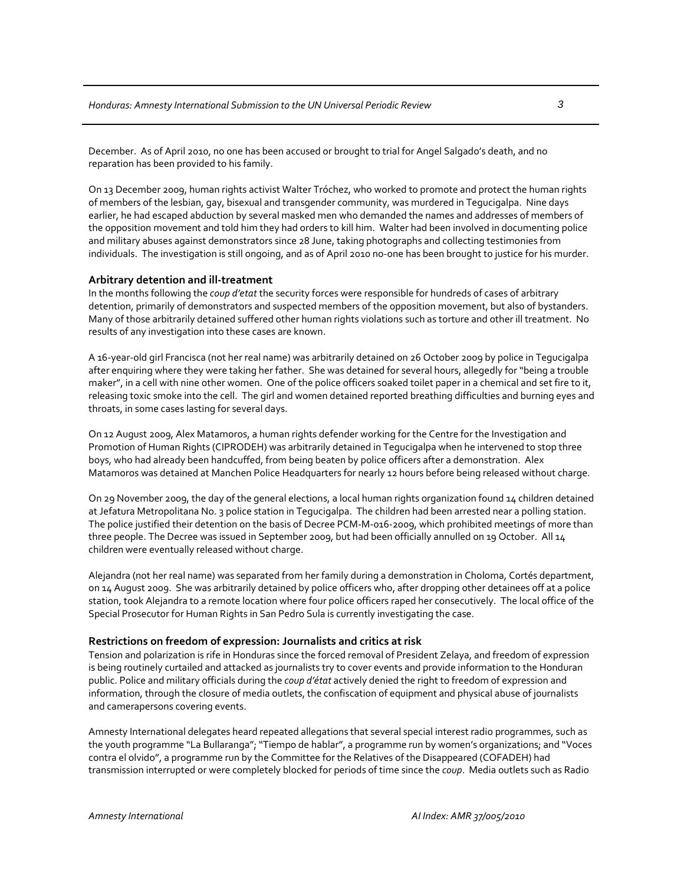December. As of April 2010, no one has been accused or brought to trial for Angel Salgado's death, and no reparation has been provided to his family.

On 13 December 2009, human rights activist Walter Tróchez, who worked to promote and protect the human rights of members of the lesbian, gay, bisexual and transgender community, was murdered in Tegucigalpa. Nine days earlier, he had escaped abduction by several masked men who demanded the names and addresses of members of the opposition movement and told him they had orders to kill him. Walter had been involved in documenting police and military abuses against demonstrators since 28 June, taking photographs and collecting testimonies from individuals. The investigation is still ongoing, and as of April 2010 no-one has been brought to justice for his murder.

### Arbitrary detention and ill-treatment

In the months following the *coup d'etat* the security forces were responsible for hundreds of cases of arbitrary detention, primarily of demonstrators and suspected members of the opposition movement, but also of bystanders. Many of those arbitrarily detained suffered other human rights violations such as torture and other ill treatment. No results of any investigation into these cases are known.

A 16-year-old girl Francisca (not her real name) was arbitrarily detained on 26 October 2009 by police in Tegucigalpa after enquiring where they were taking her father. She was detained for several hours, allegedly for "being a trouble maker", in a cell with nine other women. One of the police officers soaked toilet paper in a chemical and set fire to it, releasing toxic smoke into the cell. The girl and women detained reported breathing difficulties and burning eyes and throats, in some cases lasting for several days.

On 12 August 2009, Alex Matamoros, a human rights defender working for the Centre for the Investigation and Promotion of Human Rights (CIPRODEH) was arbitrarily detained in Tegucigalpa when he intervened to stop three boys, who had already been handcuffed, from being beaten by police officers after a demonstration. Alex Matamoros was detained at Manchen Police Headquarters for nearly 12 hours before being released without charge.

On 29 November 2009, the day of the general elections, a local human rights organization found 14 children detained at Jefatura Metropolitana No. 3 police station in Tegucigalpa. The children had been arrested near a polling station. The police justified their detention on the basis of Decree PCM-M-016-2009, which prohibited meetings of more than three people. The Decree was issued in September 2009, but had been officially annulled on 19 October. All 14 children were eventually released without charge.

Alejandra (not her real name) was separated from her family during a demonstration in Choloma, Cortés department, on 14 August 2009. She was arbitrarily detained by police officers who, after dropping other detainees off at a police station, took Alejandra to a remote location where four police officers raped her consecutively. The local office of the Special Prosecutor for Human Rights in San Pedro Sula is currently investigating the case.

### Restrictions on freedom of expression: Journalists and critics at risk

Tension and polarization is rife in Honduras since the forced removal of President Zelaya, and freedom of expression is being routinely curtailed and attacked as journalists try to cover events and provide information to the Honduran public. Police and military officials during the *coup d'état* actively denied the right to freedom of expression and information, through the closure of media outlets, the confiscation of equipment and physical abuse of journalists and camerapersons covering events.

Amnesty International delegates heard repeated allegations that several special interest radio programmes, such as the youth programme "La Bullaranga"; "Tiempo de hablar", a programme run by women's organizations; and "Voces contra el olvido", a programme run by the Committee for the Relatives of the Disappeared (COFADEH) had transmission interrupted or were completely blocked for periods of time since the *coup*. Media outlets such as Radio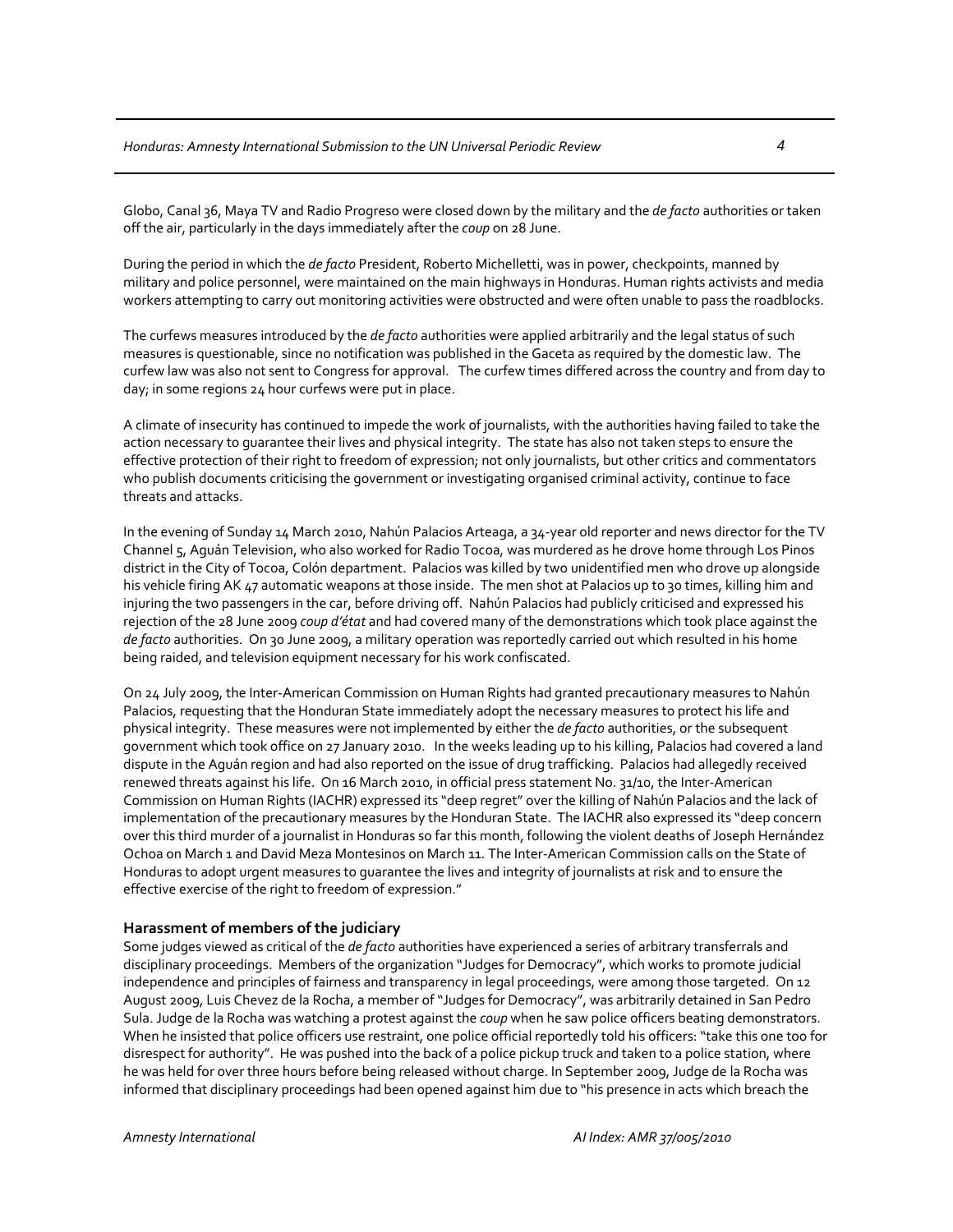Globo, Canal 36, Maya TV and Radio Progreso were closed down by the military and the *de facto* authorities or taken off the air, particularly in the days immediately after the *coup* on 28 June.

During the period in which the *de facto* President, Roberto Michelletti, was in power, checkpoints, manned by military and police personnel, were maintained on the main highways in Honduras. Human rights activists and media workers attempting to carry out monitoring activities were obstructed and were often unable to pass the roadblocks.

The curfews measures introduced by the *de facto* authorities were applied arbitrarily and the legal status of such measures is questionable, since no notification was published in the Gaceta as required by the domestic law. The curfew law was also not sent to Congress for approval. The curfew times differed across the country and from day to day; in some regions 24 hour curfews were put in place.

A climate of insecurity has continued to impede the work of journalists, with the authorities having failed to take the action necessary to guarantee their lives and physical integrity. The state has also not taken steps to ensure the effective protection of their right to freedom of expression; not only journalists, but other critics and commentators who publish documents criticising the government or investigating organised criminal activity, continue to face threats and attacks.

In the evening of Sunday 14 March 2010, Nahún Palacios Arteaga, a 34-year old reporter and news director for the TV Channel 5, Aguán Television, who also worked for Radio Tocoa, was murdered as he drove home through Los Pinos district in the City of Tocoa, Colón department. Palacios was killed by two unidentified men who drove up alongside his vehicle firing AK 47 automatic weapons at those inside. The men shot at Palacios up to 30 times, killing him and injuring the two passengers in the car, before driving off. Nahún Palacios had publicly criticised and expressed his rejection of the 28 June 2009 *coup d'état* and had covered many of the demonstrations which took place against the *de facto* authorities. On 30 June 2009, a military operation was reportedly carried out which resulted in his home being raided, and television equipment necessary for his work confiscated.

On 24 July 2009, the Inter-American Commission on Human Rights had granted precautionary measures to Nahún Palacios, requesting that the Honduran State immediately adopt the necessary measures to protect his life and physical integrity. These measures were not implemented by either the *de facto* authorities, or the subsequent government which took office on 27 January 2010. In the weeks leading up to his killing, Palacios had covered a land dispute in the Aguán region and had also reported on the issue of drug trafficking. Palacios had allegedly received renewed threats against his life. On 16 March 2010, in official press statement No. 31/10, the Inter-American Commission on Human Rights (IACHR) expressed its "deep regret" over the killing of Nahún Palacios and the lack of implementation of the precautionary measures by the Honduran State. The IACHR also expressed its "deep concern over this third murder of a journalist in Honduras so far this month, following the violent deaths of Joseph Hernández Ochoa on March 1 and David Meza Montesinos on March 11. The Inter-American Commission calls on the State of Honduras to adopt urgent measures to guarantee the lives and integrity of journalists at risk and to ensure the effective exercise of the right to freedom of expression."

### Harassment of members of the judiciary

Some judges viewed as critical of the *de facto* authorities have experienced a series of arbitrary transferrals and disciplinary proceedings. Members of the organization "Judges for Democracy", which works to promote judicial independence and principles of fairness and transparency in legal proceedings, were among those targeted. On 12 August 2009, Luis Chevez de la Rocha, a member of "Judges for Democracy", was arbitrarily detained in San Pedro Sula. Judge de la Rocha was watching a protest against the *coup* when he saw police officers beating demonstrators. When he insisted that police officers use restraint, one police official reportedly told his officers: "take this one too for disrespect for authority". He was pushed into the back of a police pickup truck and taken to a police station, where he was held for over three hours before being released without charge. In September 2009, Judge de la Rocha was informed that disciplinary proceedings had been opened against him due to "his presence in acts which breach the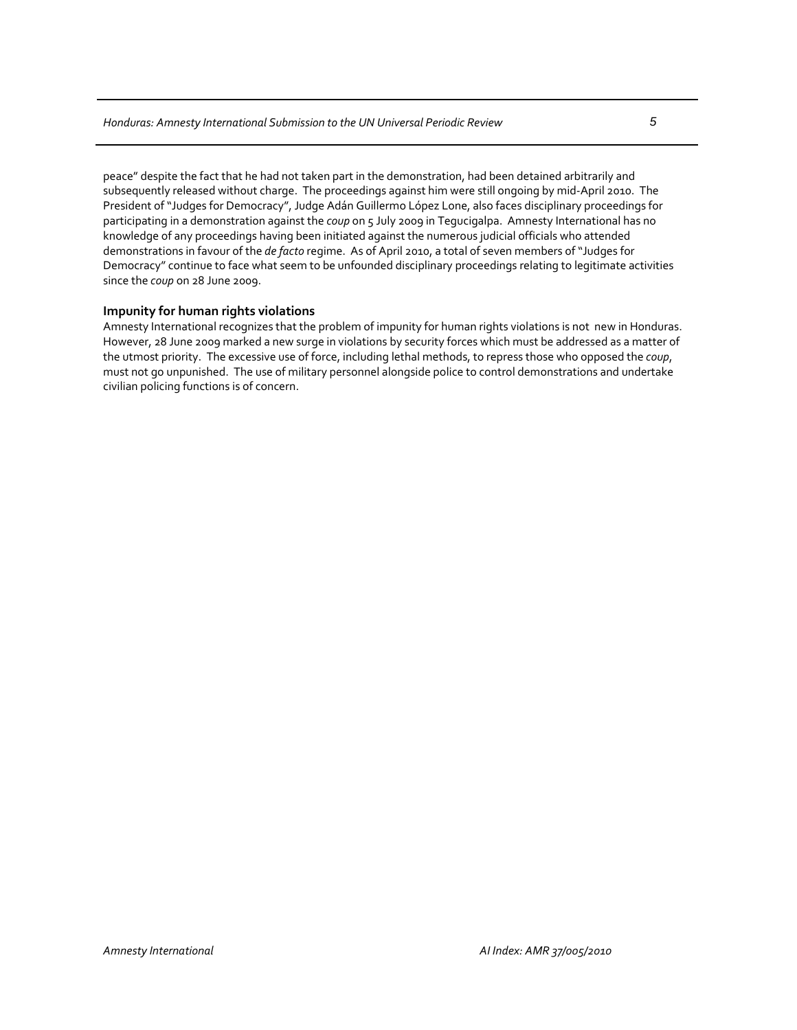peace" despite the fact that he had not taken part in the demonstration, had been detained arbitrarily and subsequently released without charge. The proceedings against him were still ongoing by mid-April 2010. The President of "Judges for Democracy", Judge Adán Guillermo López Lone, also faces disciplinary proceedings for participating in a demonstration against the *coup* on 5 July 2009 in Tegucigalpa. Amnesty International has no knowledge of any proceedings having been initiated against the numerous judicial officials who attended demonstrations in favour of the *de facto* regime. As of April 2010, a total of seven members of "Judges for Democracy" continue to face what seem to be unfounded disciplinary proceedings relating to legitimate activities since the *coup* on 28 June 2009.

### Impunity for human rights violations

Amnesty International recognizes that the problem of impunity for human rights violations is not new in Honduras. However, 28 June 2009 marked a new surge in violations by security forces which must be addressed as a matter of the utmost priority. The excessive use of force, including lethal methods, to repress those who opposed the *coup*, must not go unpunished. The use of military personnel alongside police to control demonstrations and undertake civilian policing functions is of concern.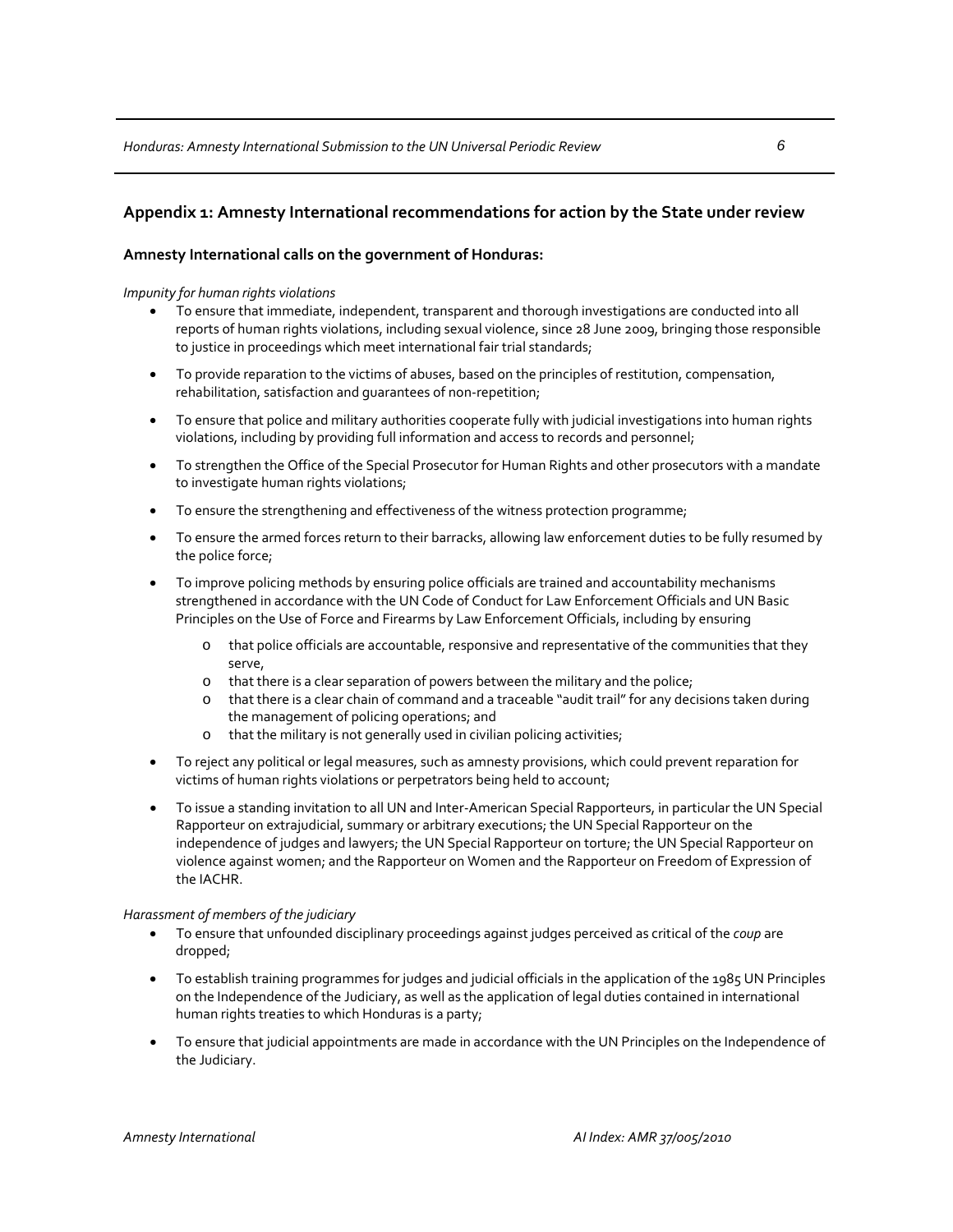## Appendix 1: Amnesty International recommendations for action by the State under review

**Amnesty International calls on the government of Honduras:**

*Impunity for human rights violations*

- To ensure that immediate, independent, transparent and thorough investigations are conducted into all reports of human rights violations, including sexual violence, since 28 June 2009, bringing those responsible to justice in proceedings which meet international fair trial standards;
- To provide reparation to the victims of abuses, based on the principles of restitution, compensation, rehabilitation, satisfaction and guarantees of non-repetition;
- To ensure that police and military authorities cooperate fully with judicial investigations into human rights violations, including by providing full information and access to records and personnel;
- To strengthen the Office of the Special Prosecutor for Human Rights and other prosecutors with a mandate to investigate human rights violations;
- To ensure the strengthening and effectiveness of the witness protection programme;
- To ensure the armed forces return to their barracks, allowing law enforcement duties to be fully resumed by the police force;
- To improve policing methods by ensuring police officials are trained and accountability mechanisms strengthened in accordance with the UN Code of Conduct for Law Enforcement Officials and UN Basic Principles on the Use of Force and Firearms by Law Enforcement Officials, including by ensuring
  - that police officials are accountable, responsive and representative of the communities that they serve,
  - that there is a clear separation of powers between the military and the police;
  - that there is a clear chain of command and a traceable "audit trail" for any decisions taken during the management of policing operations; and
  - that the military is not generally used in civilian policing activities;
- To reject any political or legal measures, such as amnesty provisions, which could prevent reparation for victims of human rights violations or perpetrators being held to account;
- To issue a standing invitation to all UN and Inter-American Special Rapporteurs, in particular the UN Special Rapporteur on extrajudicial, summary or arbitrary executions; the UN Special Rapporteur on the independence of judges and lawyers; the UN Special Rapporteur on torture; the UN Special Rapporteur on violence against women; and the Rapporteur on Women and the Rapporteur on Freedom of Expression of the IACHR.

*Harassment of members of the judiciary*

- To ensure that unfounded disciplinary proceedings against judges perceived as critical of the *coup* are dropped;
- To establish training programmes for judges and judicial officials in the application of the 1985 UN Principles on the Independence of the Judiciary, as well as the application of legal duties contained in international human rights treaties to which Honduras is a party;
- To ensure that judicial appointments are made in accordance with the UN Principles on the Independence of the Judiciary.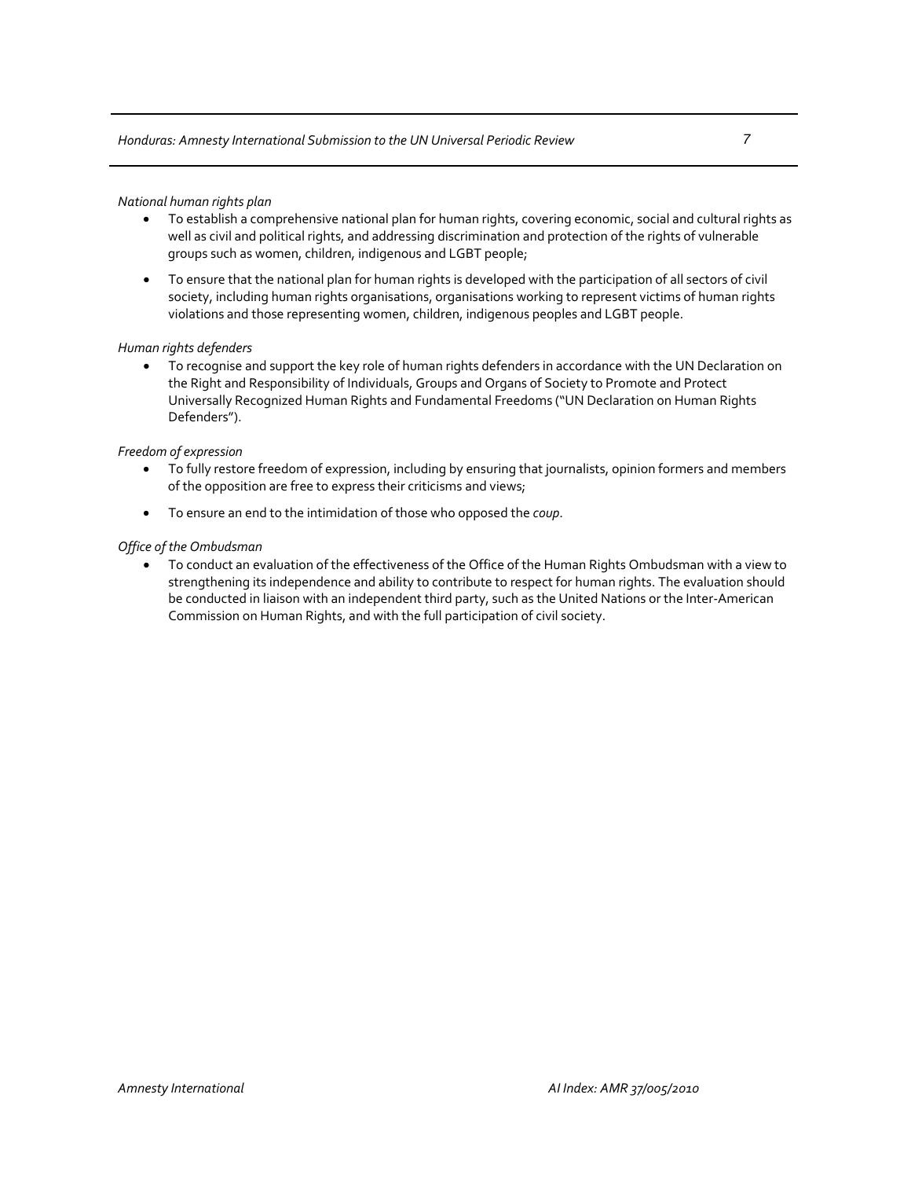*National human rights plan*

- To establish a comprehensive national plan for human rights, covering economic, social and cultural rights as well as civil and political rights, and addressing discrimination and protection of the rights of vulnerable groups such as women, children, indigenous and LGBT people;
- To ensure that the national plan for human rights is developed with the participation of all sectors of civil society, including human rights organisations, organisations working to represent victims of human rights violations and those representing women, children, indigenous peoples and LGBT people.

*Human rights defenders*

- To recognise and support the key role of human rights defenders in accordance with the UN Declaration on the Right and Responsibility of Individuals, Groups and Organs of Society to Promote and Protect Universally Recognized Human Rights and Fundamental Freedoms ("UN Declaration on Human Rights Defenders").

*Freedom of expression*

- To fully restore freedom of expression, including by ensuring that journalists, opinion formers and members of the opposition are free to express their criticisms and views;
- To ensure an end to the intimidation of those who opposed the *coup*.

*Office of the Ombudsman*

- To conduct an evaluation of the effectiveness of the Office of the Human Rights Ombudsman with a view to strengthening its independence and ability to contribute to respect for human rights. The evaluation should be conducted in liaison with an independent third party, such as the United Nations or the Inter-American Commission on Human Rights, and with the full participation of civil society.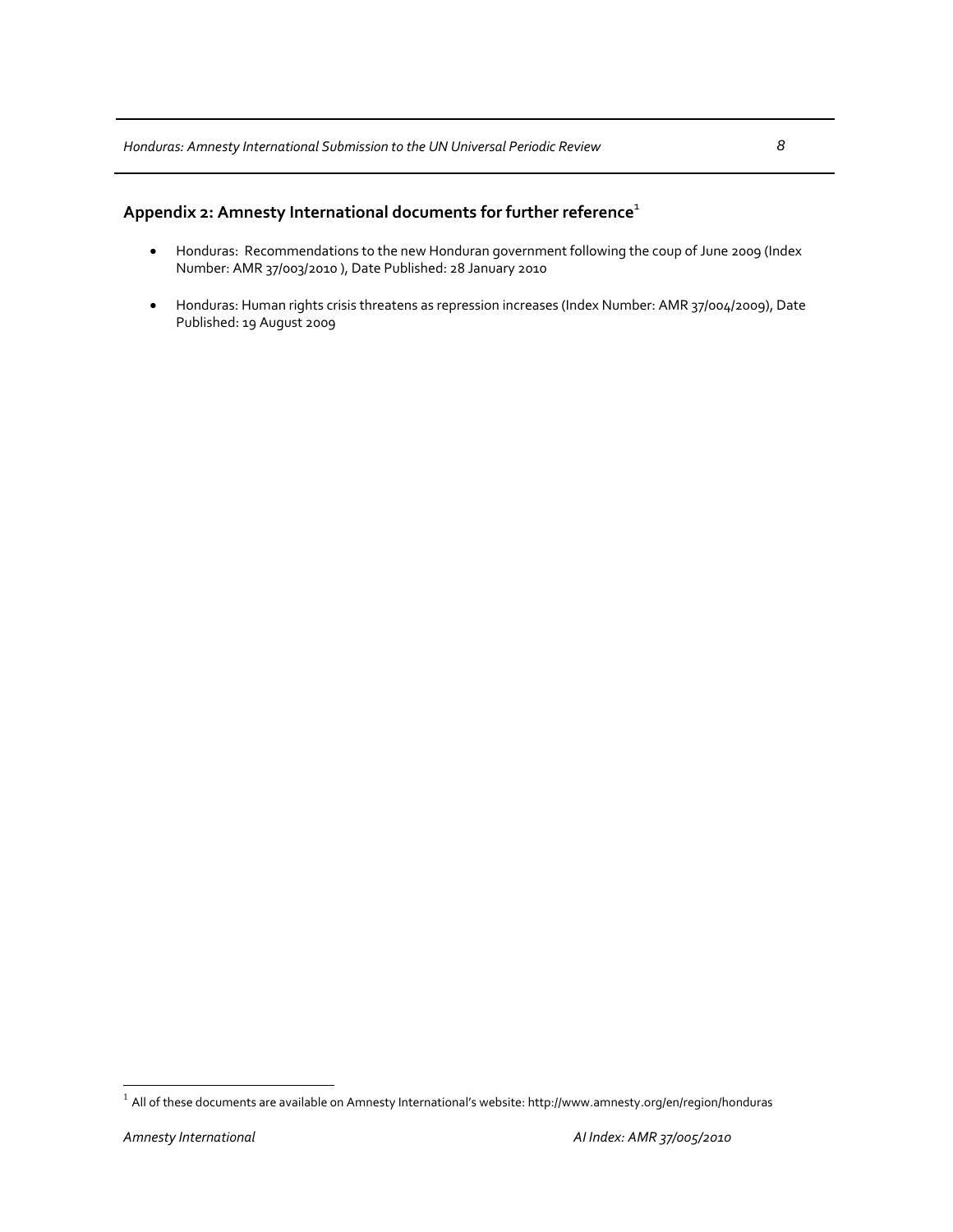## Appendix 2: Amnesty International documents for further reference[1]

- Honduras: Recommendations to the new Honduran government following the coup of June 2009 (Index Number: AMR 37/003/2010 ), Date Published: 28 January 2010

- Honduras: Human rights crisis threatens as repression increases (Index Number: AMR 37/004/2009), Date Published: 19 August 2009

[1] All of these documents are available on Amnesty International's website: http://www.amnesty.org/en/region/honduras